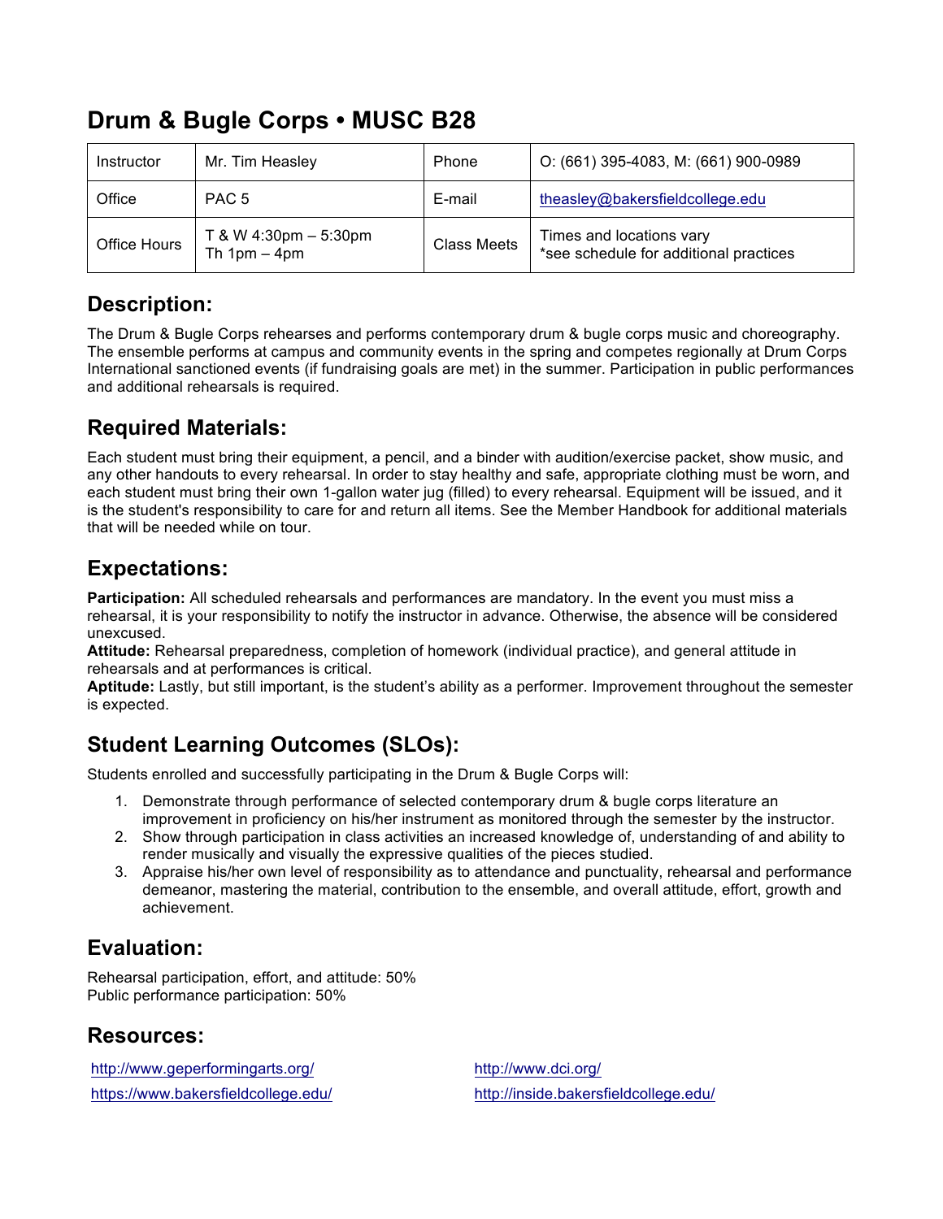# Drum & Bugle Corps • MUSC B28

| Instructor | Mr. Tim Heasley | Phone | O: (661) 395-4083, M: (661) 900-0989 |
|---|---|---|---|
| Office | PAC 5 | E-mail | theasley@bakersfieldcollege.edu |
| Office Hours | T & W 4:30pm – 5:30pm<br>Th 1pm – 4pm | Class Meets | Times and locations vary<br>*see schedule for additional practices |

## Description:

The Drum & Bugle Corps rehearses and performs contemporary drum & bugle corps music and choreography. The ensemble performs at campus and community events in the spring and competes regionally at Drum Corps International sanctioned events (if fundraising goals are met) in the summer. Participation in public performances and additional rehearsals is required.

## Required Materials:

Each student must bring their equipment, a pencil, and a binder with audition/exercise packet, show music, and any other handouts to every rehearsal. In order to stay healthy and safe, appropriate clothing must be worn, and each student must bring their own 1-gallon water jug (filled) to every rehearsal. Equipment will be issued, and it is the student's responsibility to care for and return all items. See the Member Handbook for additional materials that will be needed while on tour.

## Expectations:

**Participation:** All scheduled rehearsals and performances are mandatory. In the event you must miss a rehearsal, it is your responsibility to notify the instructor in advance. Otherwise, the absence will be considered unexcused.
**Attitude:** Rehearsal preparedness, completion of homework (individual practice), and general attitude in rehearsals and at performances is critical.
**Aptitude:** Lastly, but still important, is the student's ability as a performer. Improvement throughout the semester is expected.

## Student Learning Outcomes (SLOs):

Students enrolled and successfully participating in the Drum & Bugle Corps will:

1. Demonstrate through performance of selected contemporary drum & bugle corps literature an improvement in proficiency on his/her instrument as monitored through the semester by the instructor.
2. Show through participation in class activities an increased knowledge of, understanding of and ability to render musically and visually the expressive qualities of the pieces studied.
3. Appraise his/her own level of responsibility as to attendance and punctuality, rehearsal and performance demeanor, mastering the material, contribution to the ensemble, and overall attitude, effort, growth and achievement.

## Evaluation:

Rehearsal participation, effort, and attitude: 50%
Public performance participation: 50%

## Resources:

http://www.geperformingarts.org/

https://www.bakersfieldcollege.edu/

http://www.dci.org/

http://inside.bakersfieldcollege.edu/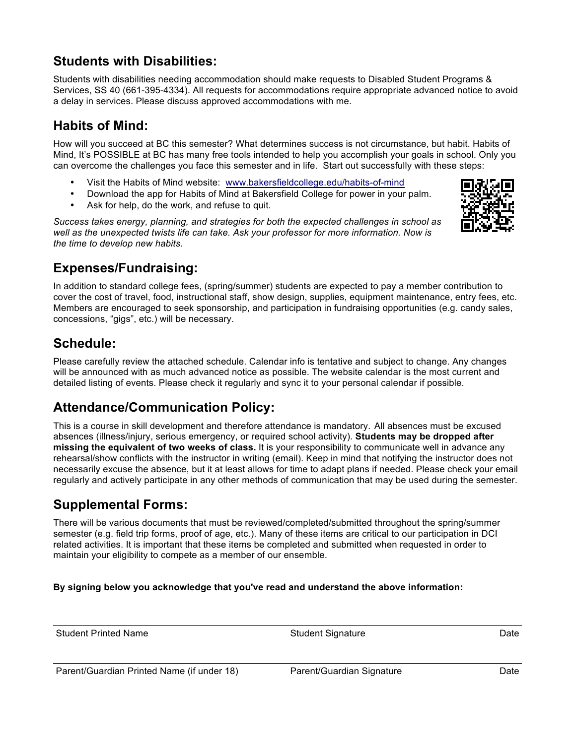## Students with Disabilities:

Students with disabilities needing accommodation should make requests to Disabled Student Programs & Services, SS 40 (661-395-4334). All requests for accommodations require appropriate advanced notice to avoid a delay in services. Please discuss approved accommodations with me.

## Habits of Mind:

How will you succeed at BC this semester? What determines success is not circumstance, but habit. Habits of Mind, It's POSSIBLE at BC has many free tools intended to help you accomplish your goals in school. Only you can overcome the challenges you face this semester and in life. Start out successfully with these steps:

- Visit the Habits of Mind website: www.bakersfieldcollege.edu/habits-of-mind
- Download the app for Habits of Mind at Bakersfield College for power in your palm.
- Ask for help, do the work, and refuse to quit.

*Success takes energy, planning, and strategies for both the expected challenges in school as well as the unexpected twists life can take. Ask your professor for more information. Now is the time to develop new habits.*

## Expenses/Fundraising:

In addition to standard college fees, (spring/summer) students are expected to pay a member contribution to cover the cost of travel, food, instructional staff, show design, supplies, equipment maintenance, entry fees, etc. Members are encouraged to seek sponsorship, and participation in fundraising opportunities (e.g. candy sales, concessions, "gigs", etc.) will be necessary.

## Schedule:

Please carefully review the attached schedule. Calendar info is tentative and subject to change. Any changes will be announced with as much advanced notice as possible. The website calendar is the most current and detailed listing of events. Please check it regularly and sync it to your personal calendar if possible.

## Attendance/Communication Policy:

This is a course in skill development and therefore attendance is mandatory. All absences must be excused absences (illness/injury, serious emergency, or required school activity). **Students may be dropped after missing the equivalent of two weeks of class.** It is your responsibility to communicate well in advance any rehearsal/show conflicts with the instructor in writing (email). Keep in mind that notifying the instructor does not necessarily excuse the absence, but it at least allows for time to adapt plans if needed. Please check your email regularly and actively participate in any other methods of communication that may be used during the semester.

## Supplemental Forms:

There will be various documents that must be reviewed/completed/submitted throughout the spring/summer semester (e.g. field trip forms, proof of age, etc.). Many of these items are critical to our participation in DCI related activities. It is important that these items be completed and submitted when requested in order to maintain your eligibility to compete as a member of our ensemble.

**By signing below you acknowledge that you've read and understand the above information:**

Student Printed Name ____________ Student Signature ____________ Date ____________

Parent/Guardian Printed Name (if under 18) ____________ Parent/Guardian Signature ____________ Date ____________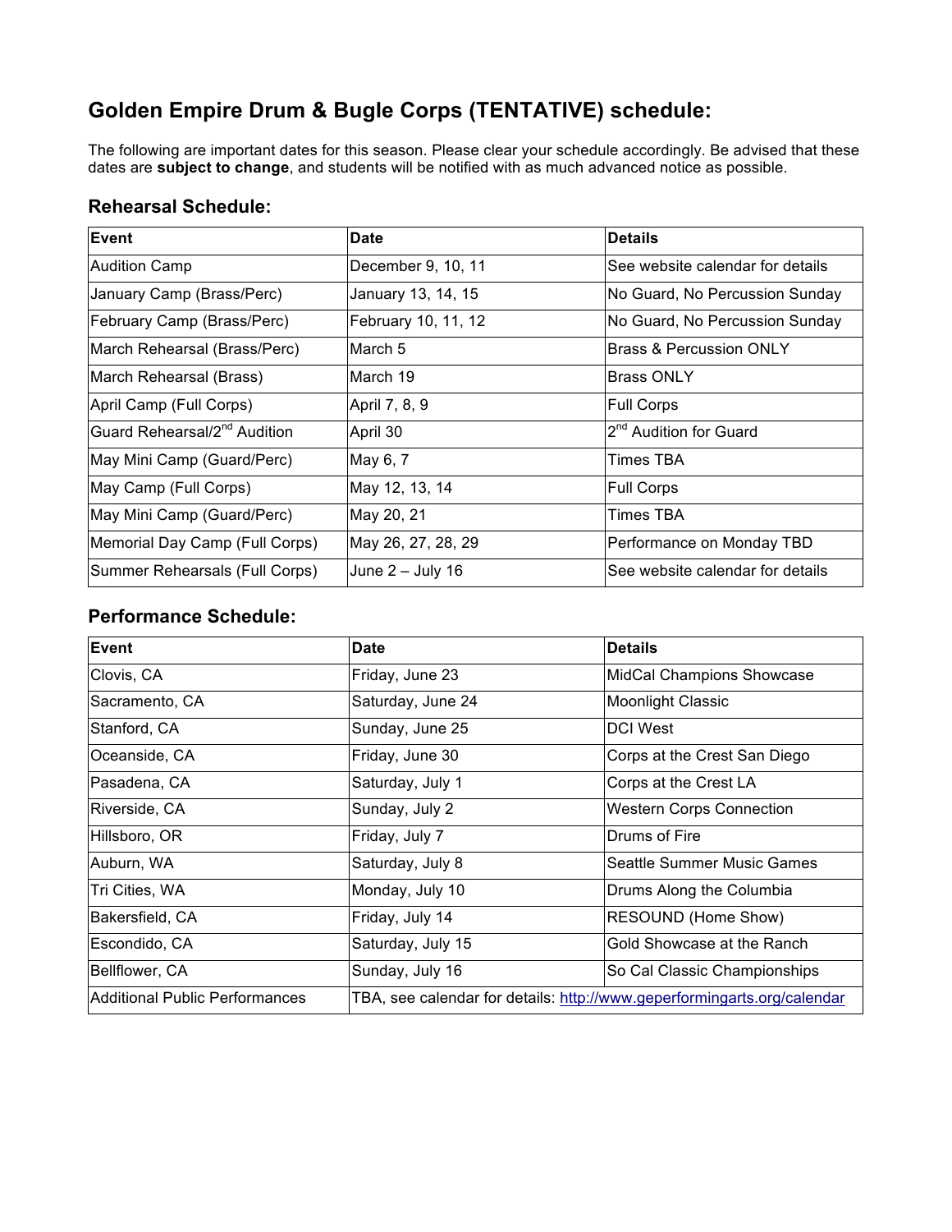## Golden Empire Drum & Bugle Corps (TENTATIVE) schedule:

The following are important dates for this season. Please clear your schedule accordingly. Be advised that these dates are **subject to change**, and students will be notified with as much advanced notice as possible.

### Rehearsal Schedule:

| Event | Date | Details |
|---|---|---|
| Audition Camp | December 9, 10, 11 | See website calendar for details |
| January Camp (Brass/Perc) | January 13, 14, 15 | No Guard, No Percussion Sunday |
| February Camp (Brass/Perc) | February 10, 11, 12 | No Guard, No Percussion Sunday |
| March Rehearsal (Brass/Perc) | March 5 | Brass & Percussion ONLY |
| March Rehearsal (Brass) | March 19 | Brass ONLY |
| April Camp (Full Corps) | April 7, 8, 9 | Full Corps |
| Guard Rehearsal/2nd Audition | April 30 | 2nd Audition for Guard |
| May Mini Camp (Guard/Perc) | May 6, 7 | Times TBA |
| May Camp (Full Corps) | May 12, 13, 14 | Full Corps |
| May Mini Camp (Guard/Perc) | May 20, 21 | Times TBA |
| Memorial Day Camp (Full Corps) | May 26, 27, 28, 29 | Performance on Monday TBD |
| Summer Rehearsals (Full Corps) | June 2 – July 16 | See website calendar for details |

### Performance Schedule:

| Event | Date | Details |
|---|---|---|
| Clovis, CA | Friday, June 23 | MidCal Champions Showcase |
| Sacramento, CA | Saturday, June 24 | Moonlight Classic |
| Stanford, CA | Sunday, June 25 | DCI West |
| Oceanside, CA | Friday, June 30 | Corps at the Crest San Diego |
| Pasadena, CA | Saturday, July 1 | Corps at the Crest LA |
| Riverside, CA | Sunday, July 2 | Western Corps Connection |
| Hillsboro, OR | Friday, July 7 | Drums of Fire |
| Auburn, WA | Saturday, July 8 | Seattle Summer Music Games |
| Tri Cities, WA | Monday, July 10 | Drums Along the Columbia |
| Bakersfield, CA | Friday, July 14 | RESOUND (Home Show) |
| Escondido, CA | Saturday, July 15 | Gold Showcase at the Ranch |
| Bellflower, CA | Sunday, July 16 | So Cal Classic Championships |
| Additional Public Performances | TBA, see calendar for details: http://www.geperformingarts.org/calendar | |